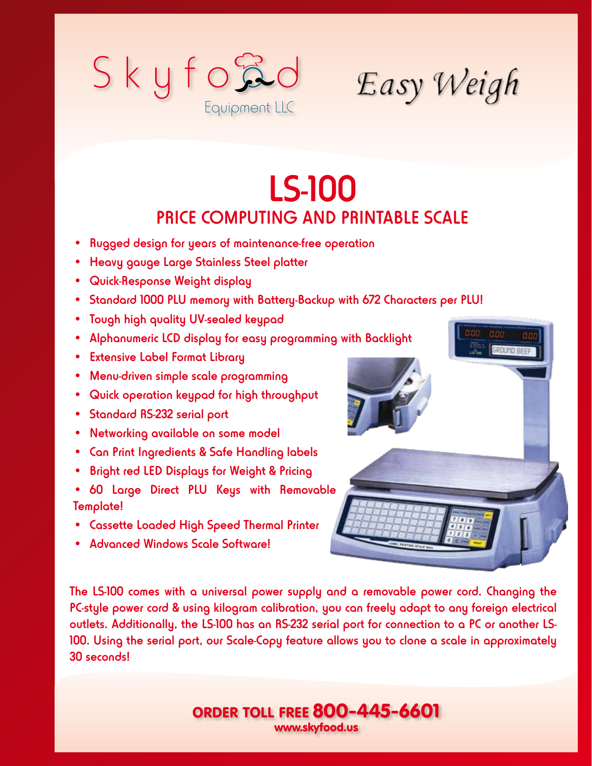Skyfood Equipment LLC

*Easy Weigh*

# LS-100

## PRICE COMPUTING AND PRINTABLE SCALE

- Rugged design for years of maintenance-free operation
- Heavy gauge Large Stainless Steel platter
- Quick-Response Weight display
- Standard 1000 PLU memory with Battery-Backup with 672 Characters per PLU!
- Tough high quality UV-sealed keypad
- Alphanumeric LCD display for easy programming with Backlight
- Extensive Label Format Library
- Menu-driven simple scale programming
- Quick operation keypad for high throughput
- Standard RS-232 serial port
- Networking available on some model
- Can Print Ingredients & Safe Handling labels
- Bright red LED Displays for Weight & Pricing
- 60 Large Direct PLU Keys with Removable Template!
- Cassette Loaded High Speed Thermal Printer
- Advanced Windows Scale Software!

The LS-100 comes with a universal power supply and a removable power cord. Changing the PC-style power cord & using kilogram calibration, you can freely adapt to any foreign electrical outlets. Additionally, the LS-100 has an RS-232 serial port for connection to a PC or another LS-100. Using the serial port, our Scale-Copy feature allows you to clone a scale in approximately 30 seconds!

**ORDER TOLL FREE 800-445-6601**
**www.skyfood.us**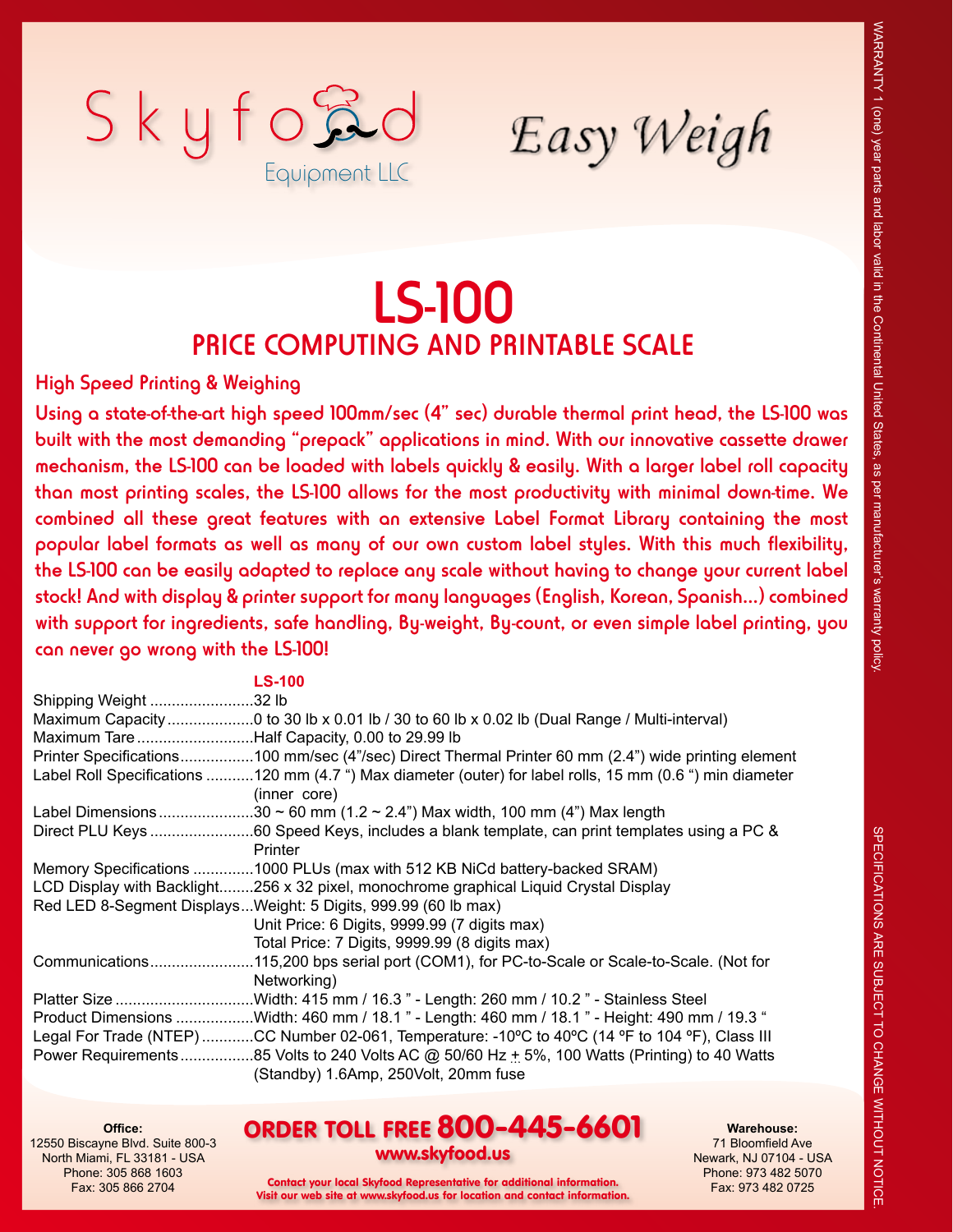Skyfood Equipment LLC

*Easy Weigh*

# LS-100

## PRICE COMPUTING AND PRINTABLE SCALE

### High Speed Printing & Weighing

**Using a state-of-the-art high speed 100mm/sec (4" sec) durable thermal print head, the LS-100 was built with the most demanding "prepack" applications in mind. With our innovative cassette drawer mechanism, the LS-100 can be loaded with labels quickly & easily. With a larger label roll capacity than most printing scales, the LS-100 allows for the most productivity with minimal down-time. We combined all these great features with an extensive Label Format Library containing the most popular label formats as well as many of our own custom label styles. With this much flexibility, the LS-100 can be easily adapted to replace any scale without having to change your current label stock! And with display & printer support for many languages (English, Korean, Spanish...) combined with support for ingredients, safe handling, By-weight, By-count, or even simple label printing, you can never go wrong with the LS-100!**

| | **LS-100** |
|---|---|
| Shipping Weight | 32 lb |
| Maximum Capacity | 0 to 30 lb x 0.01 lb / 30 to 60 lb x 0.02 lb (Dual Range / Multi-interval) |
| Maximum Tare | Half Capacity, 0.00 to 29.99 lb |
| Printer Specifications | 100 mm/sec (4"/sec) Direct Thermal Printer 60 mm (2.4") wide printing element |
| Label Roll Specifications | 120 mm (4.7 ") Max diameter (outer) for label rolls, 15 mm (0.6 ") min diameter (inner core) |
| Label Dimensions | 30 ~ 60 mm (1.2 ~ 2.4") Max width, 100 mm (4") Max length |
| Direct PLU Keys | 60 Speed Keys, includes a blank template, can print templates using a PC & Printer |
| Memory Specifications | 1000 PLUs (max with 512 KB NiCd battery-backed SRAM) |
| LCD Display with Backlight | 256 x 32 pixel, monochrome graphical Liquid Crystal Display |
| Red LED 8-Segment Displays | Weight: 5 Digits, 999.99 (60 lb max)<br>Unit Price: 6 Digits, 9999.99 (7 digits max)<br>Total Price: 7 Digits, 9999.99 (8 digits max) |
| Communications | 115,200 bps serial port (COM1), for PC-to-Scale or Scale-to-Scale. (Not for Networking) |
| Platter Size | Width: 415 mm / 16.3 " - Length: 260 mm / 10.2 " - Stainless Steel |
| Product Dimensions | Width: 460 mm / 18.1 " - Length: 460 mm / 18.1 " - Height: 490 mm / 19.3 " |
| Legal For Trade (NTEP) | CC Number 02-061, Temperature: -10ºC to 40ºC (14 ºF to 104 ºF), Class III |
| Power Requirements | 85 Volts to 240 Volts AC @ 50/60 Hz ± 5%, 100 Watts (Printing) to 40 Watts (Standby) 1.6Amp, 250Volt, 20mm fuse |

WARRANTY 1 (one) year parts and labor valid in the Continental United States, as per manufacturer's warranty policy.

SPECIFICATIONS ARE SUBJECT TO CHANGE WITHOUT NOTICE.

**Office:**
12550 Biscayne Blvd. Suite 800-3
North Miami, FL 33181 - USA
Phone: 305 868 1603
Fax: 305 866 2704

**ORDER TOLL FREE 800-445-6601**
**www.skyfood.us**

**Contact your local Skyfood Representative for additional information.**
**Visit our web site at www.skyfood.us for location and contact information.**

**Warehouse:**
71 Bloomfield Ave
Newark, NJ 07104 - USA
Phone: 973 482 5070
Fax: 973 482 0725